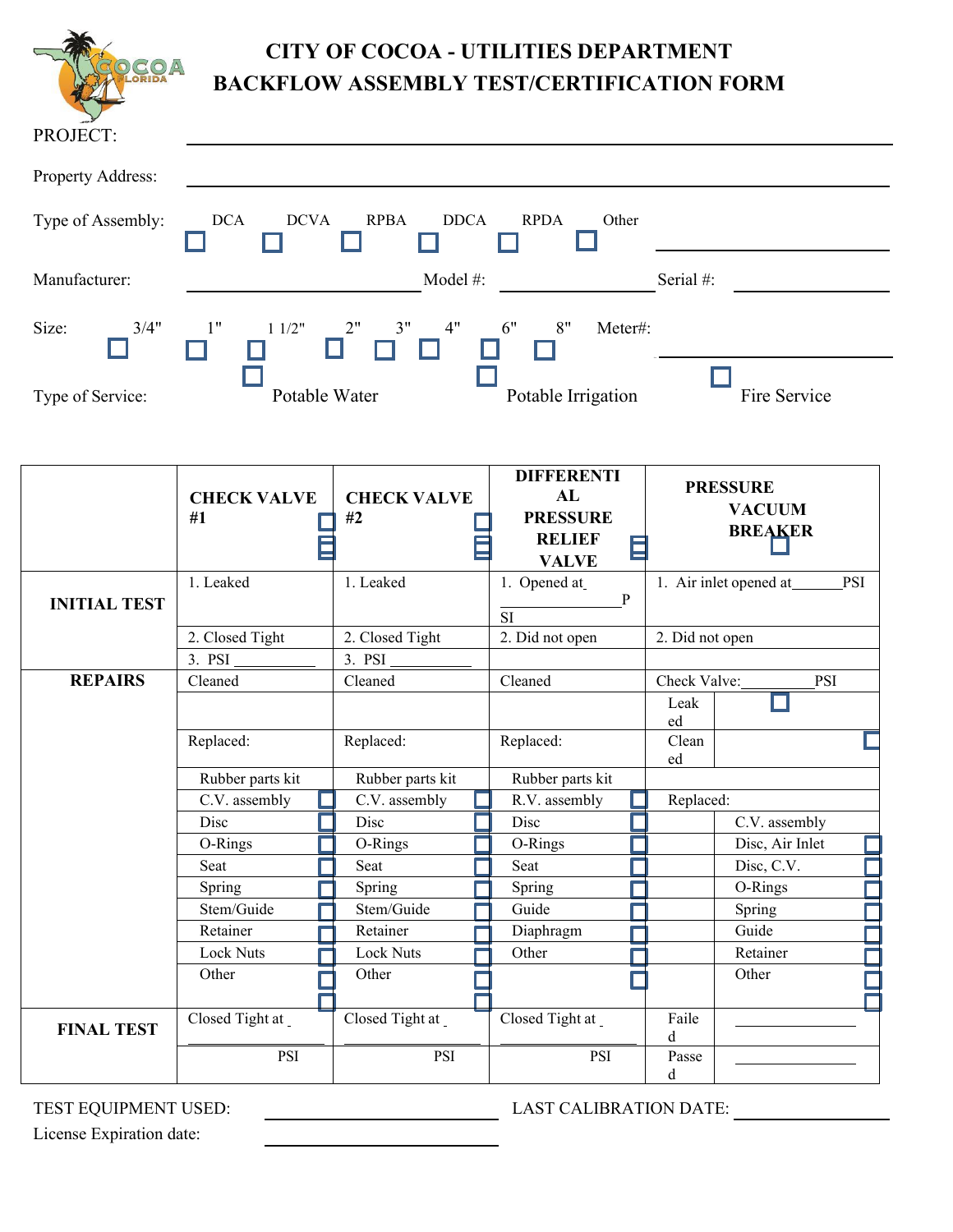# CITY OF COCOA - UTILITIES DEPARTMENT
# BACKFLOW ASSEMBLY TEST/CERTIFICATION FORM

PROJECT: ___________________________________________

Property Address: ___________________________________________

Type of Assembly: ☐ DCA ☐ DCVA ☐ RPBA ☐ DDCA ☐ RPDA ☐ Other ____________________

Manufacturer: ____________________ Model #: ____________________ Serial #: ____________________

Size: ☐ 3/4" ☐ 1" ☐ 1 1/2" ☐ 2" ☐ 3" ☐ 4" ☐ 6" ☐ 8" Meter#: ____________________

Type of Service: ☐ Potable Water ☐ Potable Irrigation ☐ Fire Service

| | CHECK VALVE #1 ☐ ☐ | CHECK VALVE #2 ☐ ☐ | DIFFERENTIAL PRESSURE RELIEF VALVE ☐ | PRESSURE VACUUM BREAKER ☐ | |
|---|---|---|---|---|---|
| **INITIAL TEST** | 1. Leaked | 1. Leaked | 1. Opened at ____________ PSI | 1. Air inlet opened at______PSI | |
| | 2. Closed Tight | 2. Closed Tight | 2. Did not open | 2. Did not open | |
| | 3. PSI __________ | 3. PSI __________ | | | |
| **REPAIRS** | Cleaned | Cleaned | Cleaned | Check Valve:_________PSI | |
| | | | | Leaked | ☐ |
| | Replaced: | Replaced: | Replaced: | Cleaned | ☐ |
| | Rubber parts kit | Rubber parts kit | Rubber parts kit | | |
| | C.V. assembly ☐ | C.V. assembly ☐ | R.V. assembly ☐ | Replaced: | |
| | Disc ☐ | Disc ☐ | Disc ☐ | | C.V. assembly |
| | O-Rings ☐ | O-Rings ☐ | O-Rings ☐ | | Disc, Air Inlet ☐ |
| | Seat ☐ | Seat ☐ | Seat ☐ | | Disc, C.V. ☐ |
| | Spring ☐ | Spring ☐ | Spring ☐ | | O-Rings ☐ |
| | Stem/Guide ☐ | Stem/Guide ☐ | Guide ☐ | | Spring ☐ |
| | Retainer ☐ | Retainer ☐ | Diaphragm ☐ | | Guide ☐ |
| | Lock Nuts ☐ | Lock Nuts ☐ | Other ☐ | | Retainer ☐ |
| | Other ☐ ☐ | Other ☐ ☐ | ☐ | | Other ☐ ☐ |
| **FINAL TEST** | Closed Tight at ____________ | Closed Tight at ____________ | Closed Tight at ____________ | Failed | ____________ |
| | PSI | PSI | PSI | Passed | ____________ |

TEST EQUIPMENT USED: ____________________ LAST CALIBRATION DATE: ____________________

License Expiration date: ____________________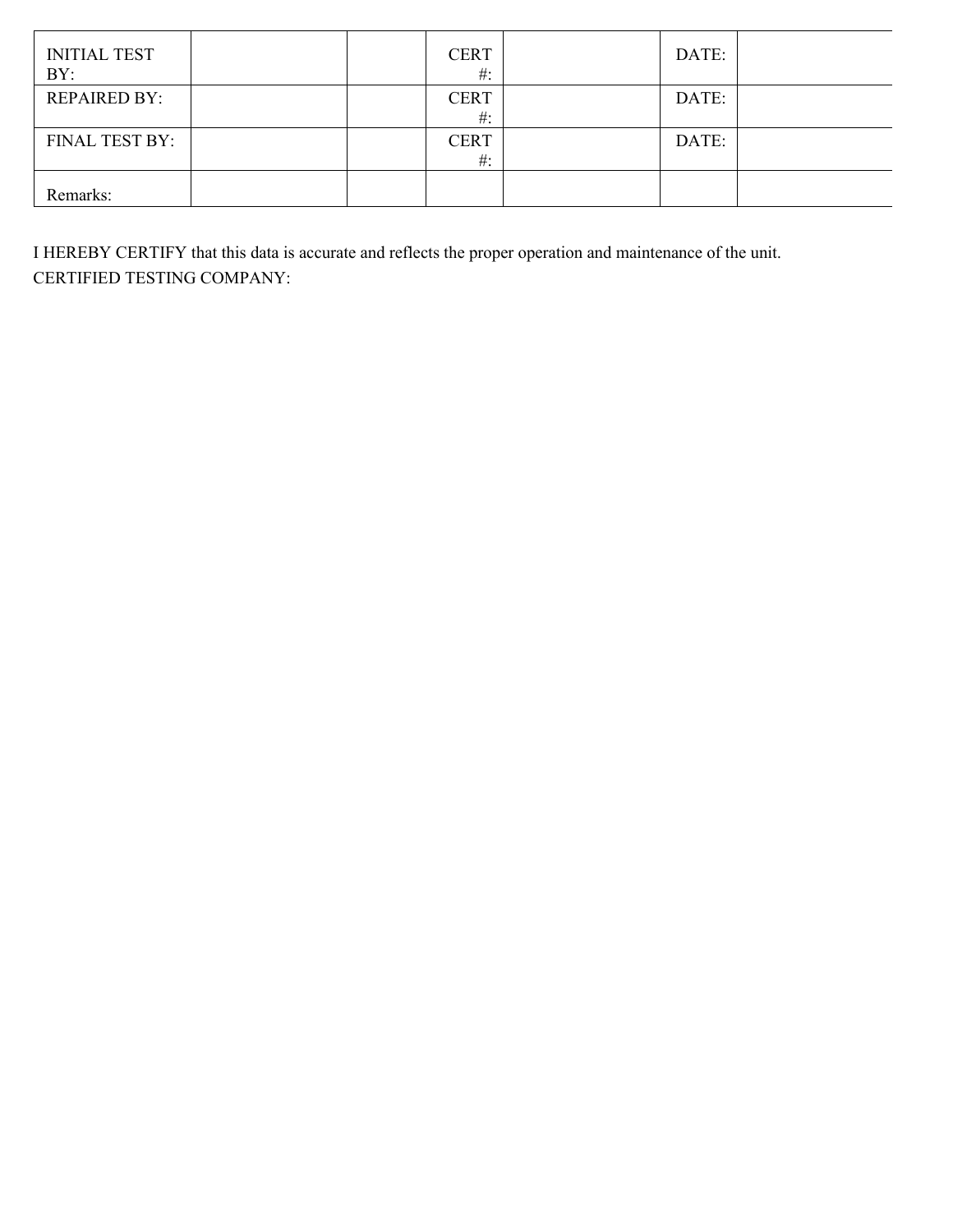| | | | | | | |
|---|---|---|---|---|---|---|
| INITIAL TEST BY: | | | CERT #: | | DATE: | |
| REPAIRED BY: | | | CERT #: | | DATE: | |
| FINAL TEST BY: | | | CERT #: | | DATE: | |
| Remarks: | | | | | | |

I HEREBY CERTIFY that this data is accurate and reflects the proper operation and maintenance of the unit.
CERTIFIED TESTING COMPANY: